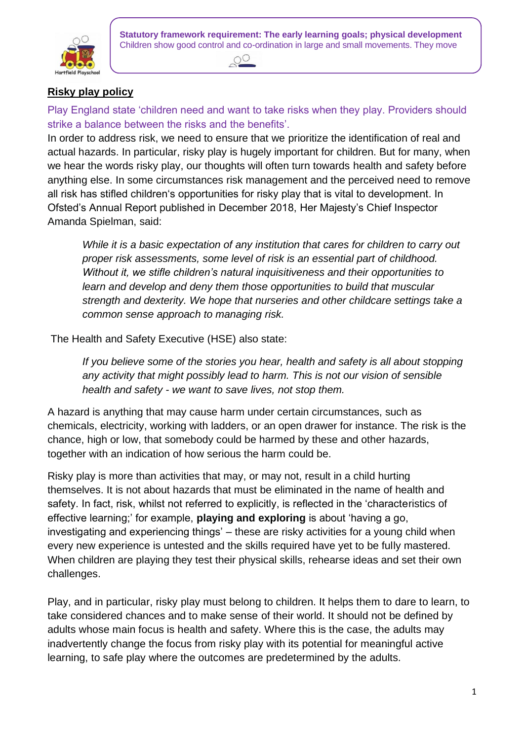**Statutory framework requirement: The early learning goals; physical development**
Children show good control and co-ordination in large and small movements. They move

## Risky play policy

Play England state 'children need and want to take risks when they play. Providers should strike a balance between the risks and the benefits'.

In order to address risk, we need to ensure that we prioritize the identification of real and actual hazards. In particular, risky play is hugely important for children. But for many, when we hear the words risky play, our thoughts will often turn towards health and safety before anything else. In some circumstances risk management and the perceived need to remove all risk has stifled children's opportunities for risky play that is vital to development. In Ofsted's Annual Report published in December 2018, Her Majesty's Chief Inspector Amanda Spielman, said:

> *While it is a basic expectation of any institution that cares for children to carry out proper risk assessments, some level of risk is an essential part of childhood. Without it, we stifle children's natural inquisitiveness and their opportunities to learn and develop and deny them those opportunities to build that muscular strength and dexterity. We hope that nurseries and other childcare settings take a common sense approach to managing risk.*

The Health and Safety Executive (HSE) also state:

> *If you believe some of the stories you hear, health and safety is all about stopping any activity that might possibly lead to harm. This is not our vision of sensible health and safety - we want to save lives, not stop them.*

A hazard is anything that may cause harm under certain circumstances, such as chemicals, electricity, working with ladders, or an open drawer for instance. The risk is the chance, high or low, that somebody could be harmed by these and other hazards, together with an indication of how serious the harm could be.

Risky play is more than activities that may, or may not, result in a child hurting themselves. It is not about hazards that must be eliminated in the name of health and safety. In fact, risk, whilst not referred to explicitly, is reflected in the 'characteristics of effective learning;' for example, **playing and exploring** is about 'having a go, investigating and experiencing things' – these are risky activities for a young child when every new experience is untested and the skills required have yet to be fully mastered. When children are playing they test their physical skills, rehearse ideas and set their own challenges.

Play, and in particular, risky play must belong to children. It helps them to dare to learn, to take considered chances and to make sense of their world. It should not be defined by adults whose main focus is health and safety. Where this is the case, the adults may inadvertently change the focus from risky play with its potential for meaningful active learning, to safe play where the outcomes are predetermined by the adults.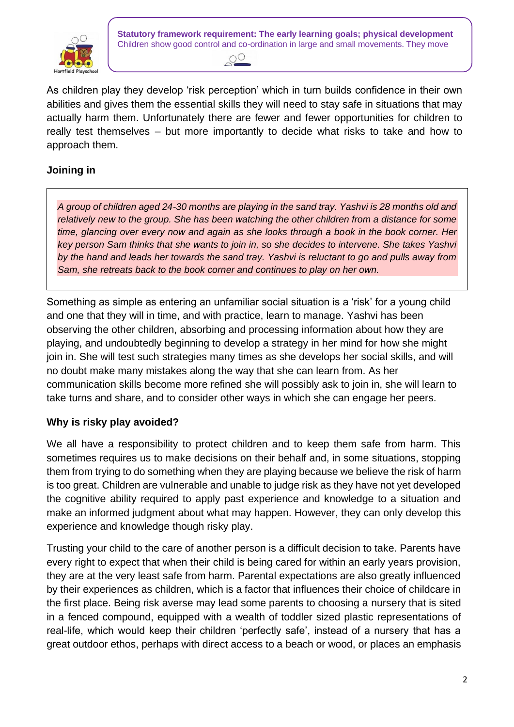**Statutory framework requirement: The early learning goals; physical development**
Children show good control and co-ordination in large and small movements. They move

As children play they develop 'risk perception' which in turn builds confidence in their own abilities and gives them the essential skills they will need to stay safe in situations that may actually harm them. Unfortunately there are fewer and fewer opportunities for children to really test themselves – but more importantly to decide what risks to take and how to approach them.

**Joining in**

*A group of children aged 24-30 months are playing in the sand tray. Yashvi is 28 months old and relatively new to the group. She has been watching the other children from a distance for some time, glancing over every now and again as she looks through a book in the book corner. Her key person Sam thinks that she wants to join in, so she decides to intervene. She takes Yashvi by the hand and leads her towards the sand tray. Yashvi is reluctant to go and pulls away from Sam, she retreats back to the book corner and continues to play on her own.*

Something as simple as entering an unfamiliar social situation is a 'risk' for a young child and one that they will in time, and with practice, learn to manage. Yashvi has been observing the other children, absorbing and processing information about how they are playing, and undoubtedly beginning to develop a strategy in her mind for how she might join in. She will test such strategies many times as she develops her social skills, and will no doubt make many mistakes along the way that she can learn from. As her communication skills become more refined she will possibly ask to join in, she will learn to take turns and share, and to consider other ways in which she can engage her peers.

**Why is risky play avoided?**

We all have a responsibility to protect children and to keep them safe from harm. This sometimes requires us to make decisions on their behalf and, in some situations, stopping them from trying to do something when they are playing because we believe the risk of harm is too great. Children are vulnerable and unable to judge risk as they have not yet developed the cognitive ability required to apply past experience and knowledge to a situation and make an informed judgment about what may happen. However, they can only develop this experience and knowledge though risky play.

Trusting your child to the care of another person is a difficult decision to take. Parents have every right to expect that when their child is being cared for within an early years provision, they are at the very least safe from harm. Parental expectations are also greatly influenced by their experiences as children, which is a factor that influences their choice of childcare in the first place. Being risk averse may lead some parents to choosing a nursery that is sited in a fenced compound, equipped with a wealth of toddler sized plastic representations of real-life, which would keep their children 'perfectly safe', instead of a nursery that has a great outdoor ethos, perhaps with direct access to a beach or wood, or places an emphasis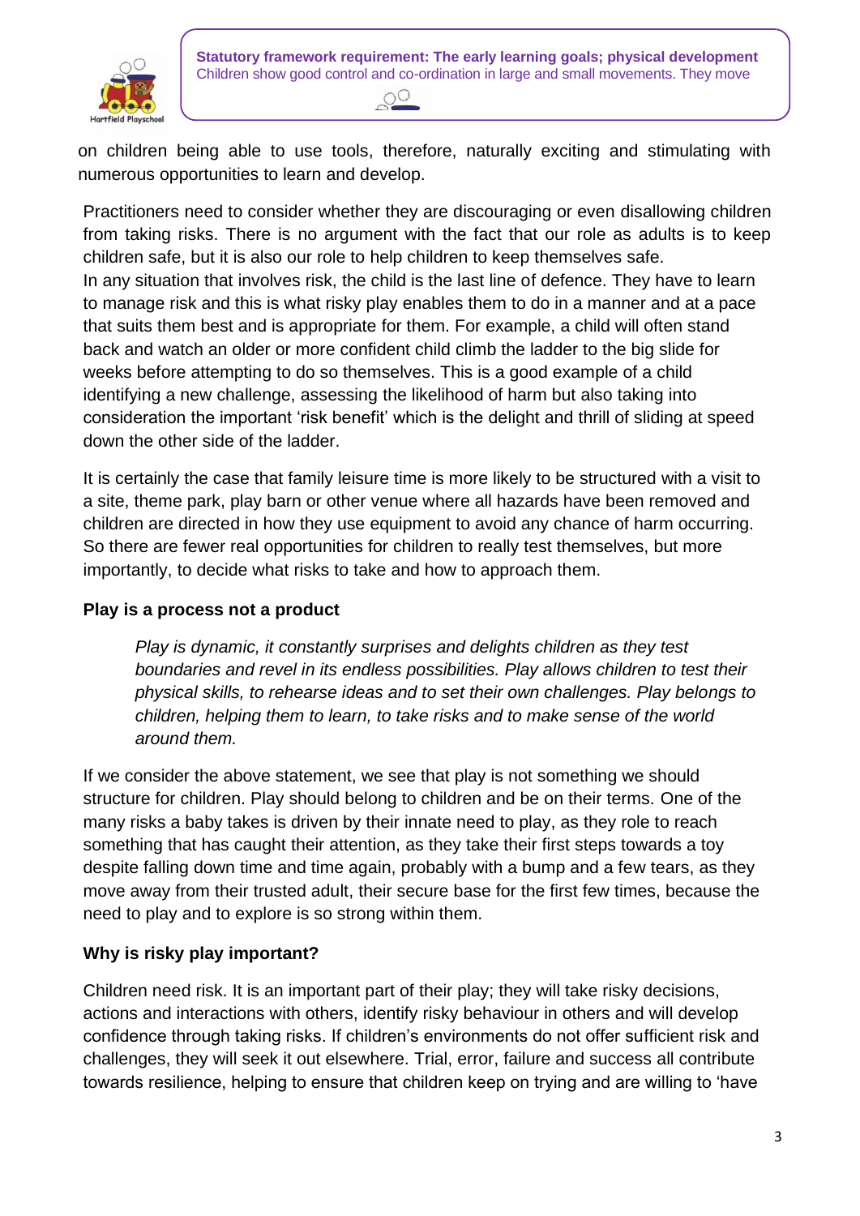on children being able to use tools, therefore, naturally exciting and stimulating with numerous opportunities to learn and develop.

Practitioners need to consider whether they are discouraging or even disallowing children from taking risks. There is no argument with the fact that our role as adults is to keep children safe, but it is also our role to help children to keep themselves safe.
In any situation that involves risk, the child is the last line of defence. They have to learn to manage risk and this is what risky play enables them to do in a manner and at a pace that suits them best and is appropriate for them. For example, a child will often stand back and watch an older or more confident child climb the ladder to the big slide for weeks before attempting to do so themselves. This is a good example of a child identifying a new challenge, assessing the likelihood of harm but also taking into consideration the important 'risk benefit' which is the delight and thrill of sliding at speed down the other side of the ladder.

It is certainly the case that family leisure time is more likely to be structured with a visit to a site, theme park, play barn or other venue where all hazards have been removed and children are directed in how they use equipment to avoid any chance of harm occurring. So there are fewer real opportunities for children to really test themselves, but more importantly, to decide what risks to take and how to approach them.

**Play is a process not a product**

> *Play is dynamic, it constantly surprises and delights children as they test boundaries and revel in its endless possibilities. Play allows children to test their physical skills, to rehearse ideas and to set their own challenges. Play belongs to children, helping them to learn, to take risks and to make sense of the world around them.*

If we consider the above statement, we see that play is not something we should structure for children. Play should belong to children and be on their terms. One of the many risks a baby takes is driven by their innate need to play, as they role to reach something that has caught their attention, as they take their first steps towards a toy despite falling down time and time again, probably with a bump and a few tears, as they move away from their trusted adult, their secure base for the first few times, because the need to play and to explore is so strong within them.

**Why is risky play important?**

Children need risk. It is an important part of their play; they will take risky decisions, actions and interactions with others, identify risky behaviour in others and will develop confidence through taking risks. If children's environments do not offer sufficient risk and challenges, they will seek it out elsewhere. Trial, error, failure and success all contribute towards resilience, helping to ensure that children keep on trying and are willing to 'have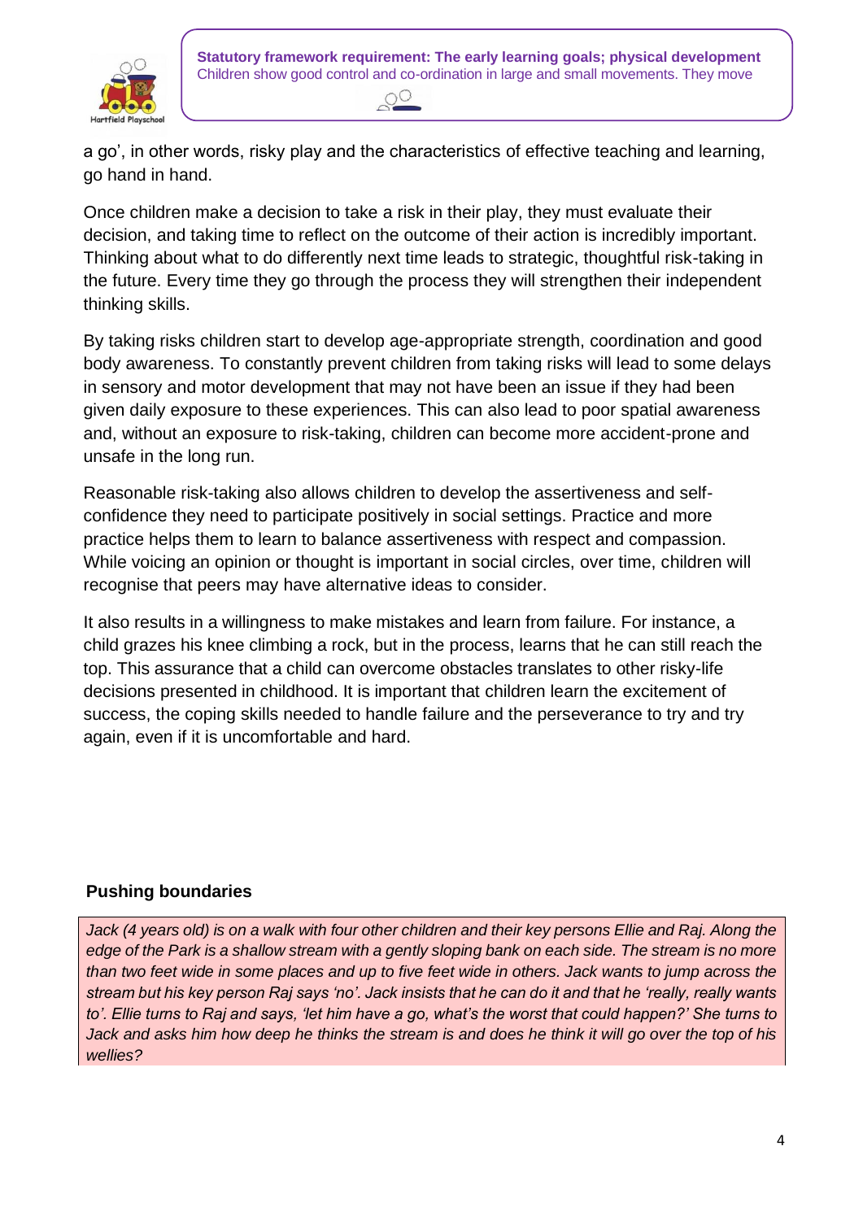a go', in other words, risky play and the characteristics of effective teaching and learning, go hand in hand.

Once children make a decision to take a risk in their play, they must evaluate their decision, and taking time to reflect on the outcome of their action is incredibly important. Thinking about what to do differently next time leads to strategic, thoughtful risk-taking in the future. Every time they go through the process they will strengthen their independent thinking skills.

By taking risks children start to develop age-appropriate strength, coordination and good body awareness. To constantly prevent children from taking risks will lead to some delays in sensory and motor development that may not have been an issue if they had been given daily exposure to these experiences. This can also lead to poor spatial awareness and, without an exposure to risk-taking, children can become more accident-prone and unsafe in the long run.

Reasonable risk-taking also allows children to develop the assertiveness and self-confidence they need to participate positively in social settings. Practice and more practice helps them to learn to balance assertiveness with respect and compassion. While voicing an opinion or thought is important in social circles, over time, children will recognise that peers may have alternative ideas to consider.

It also results in a willingness to make mistakes and learn from failure. For instance, a child grazes his knee climbing a rock, but in the process, learns that he can still reach the top. This assurance that a child can overcome obstacles translates to other risky-life decisions presented in childhood. It is important that children learn the excitement of success, the coping skills needed to handle failure and the perseverance to try and try again, even if it is uncomfortable and hard.

**Pushing boundaries**

*Jack (4 years old) is on a walk with four other children and their key persons Ellie and Raj. Along the edge of the Park is a shallow stream with a gently sloping bank on each side. The stream is no more than two feet wide in some places and up to five feet wide in others. Jack wants to jump across the stream but his key person Raj says 'no'. Jack insists that he can do it and that he 'really, really wants to'. Ellie turns to Raj and says, 'let him have a go, what's the worst that could happen?' She turns to Jack and asks him how deep he thinks the stream is and does he think it will go over the top of his wellies?*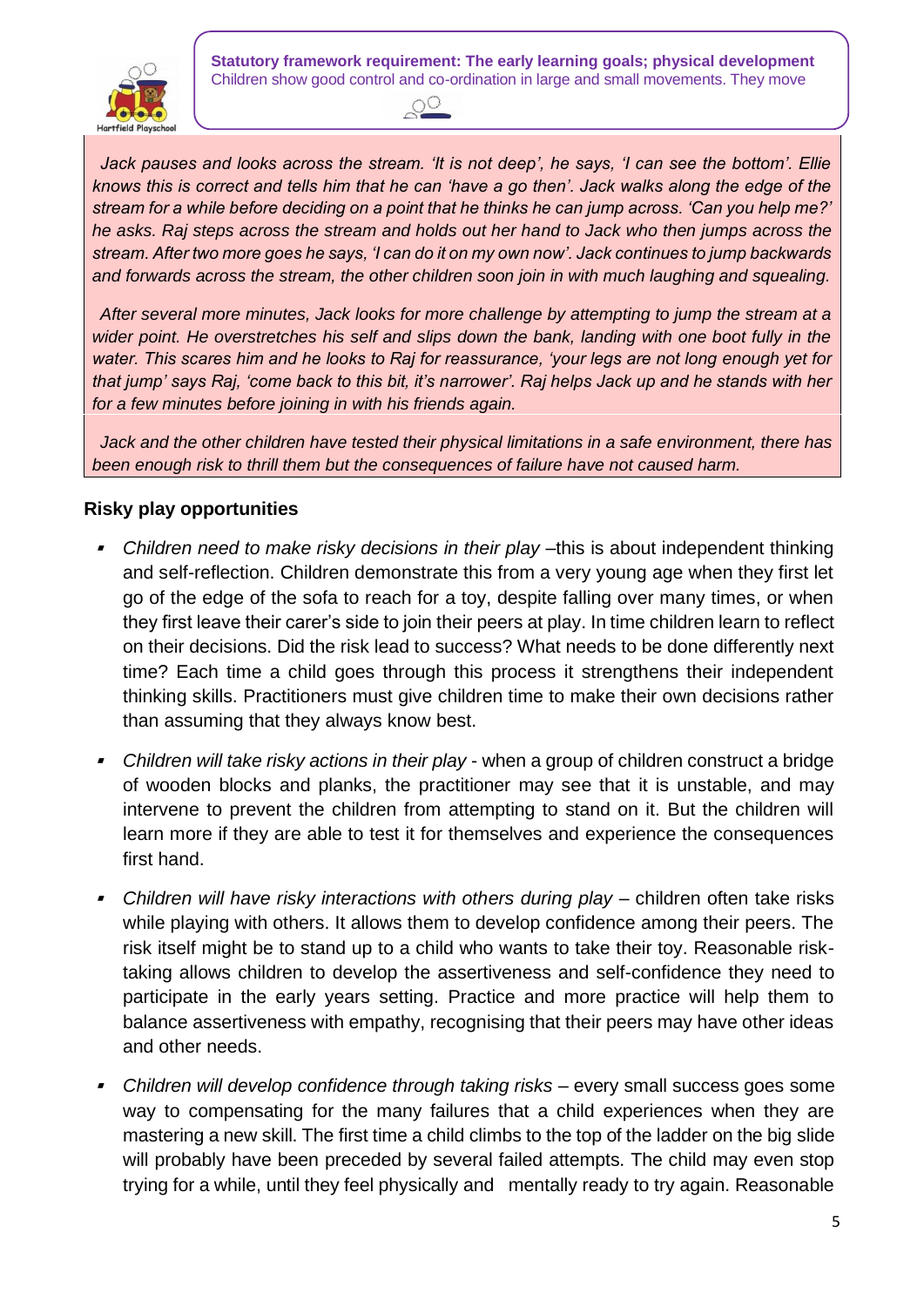**Statutory framework requirement: The early learning goals; physical development**
Children show good control and co-ordination in large and small movements. They move

*Jack pauses and looks across the stream. 'It is not deep', he says, 'I can see the bottom'. Ellie knows this is correct and tells him that he can 'have a go then'. Jack walks along the edge of the stream for a while before deciding on a point that he thinks he can jump across. 'Can you help me?' he asks. Raj steps across the stream and holds out her hand to Jack who then jumps across the stream. After two more goes he says, 'I can do it on my own now'. Jack continues to jump backwards and forwards across the stream, the other children soon join in with much laughing and squealing.*

*After several more minutes, Jack looks for more challenge by attempting to jump the stream at a wider point. He overstretches his self and slips down the bank, landing with one boot fully in the water. This scares him and he looks to Raj for reassurance, 'your legs are not long enough yet for that jump' says Raj, 'come back to this bit, it's narrower'. Raj helps Jack up and he stands with her for a few minutes before joining in with his friends again.*

*Jack and the other children have tested their physical limitations in a safe environment, there has been enough risk to thrill them but the consequences of failure have not caused harm.*

**Risky play opportunities**

- *Children need to make risky decisions in their play* –this is about independent thinking and self-reflection. Children demonstrate this from a very young age when they first let go of the edge of the sofa to reach for a toy, despite falling over many times, or when they first leave their carer's side to join their peers at play. In time children learn to reflect on their decisions. Did the risk lead to success? What needs to be done differently next time? Each time a child goes through this process it strengthens their independent thinking skills. Practitioners must give children time to make their own decisions rather than assuming that they always know best.

- *Children will take risky actions in their play* - when a group of children construct a bridge of wooden blocks and planks, the practitioner may see that it is unstable, and may intervene to prevent the children from attempting to stand on it. But the children will learn more if they are able to test it for themselves and experience the consequences first hand.

- *Children will have risky interactions with others during play* – children often take risks while playing with others. It allows them to develop confidence among their peers. The risk itself might be to stand up to a child who wants to take their toy. Reasonable risk-taking allows children to develop the assertiveness and self-confidence they need to participate in the early years setting. Practice and more practice will help them to balance assertiveness with empathy, recognising that their peers may have other ideas and other needs.

- *Children will develop confidence through taking risks* – every small success goes some way to compensating for the many failures that a child experiences when they are mastering a new skill. The first time a child climbs to the top of the ladder on the big slide will probably have been preceded by several failed attempts. The child may even stop trying for a while, until they feel physically and mentally ready to try again. Reasonable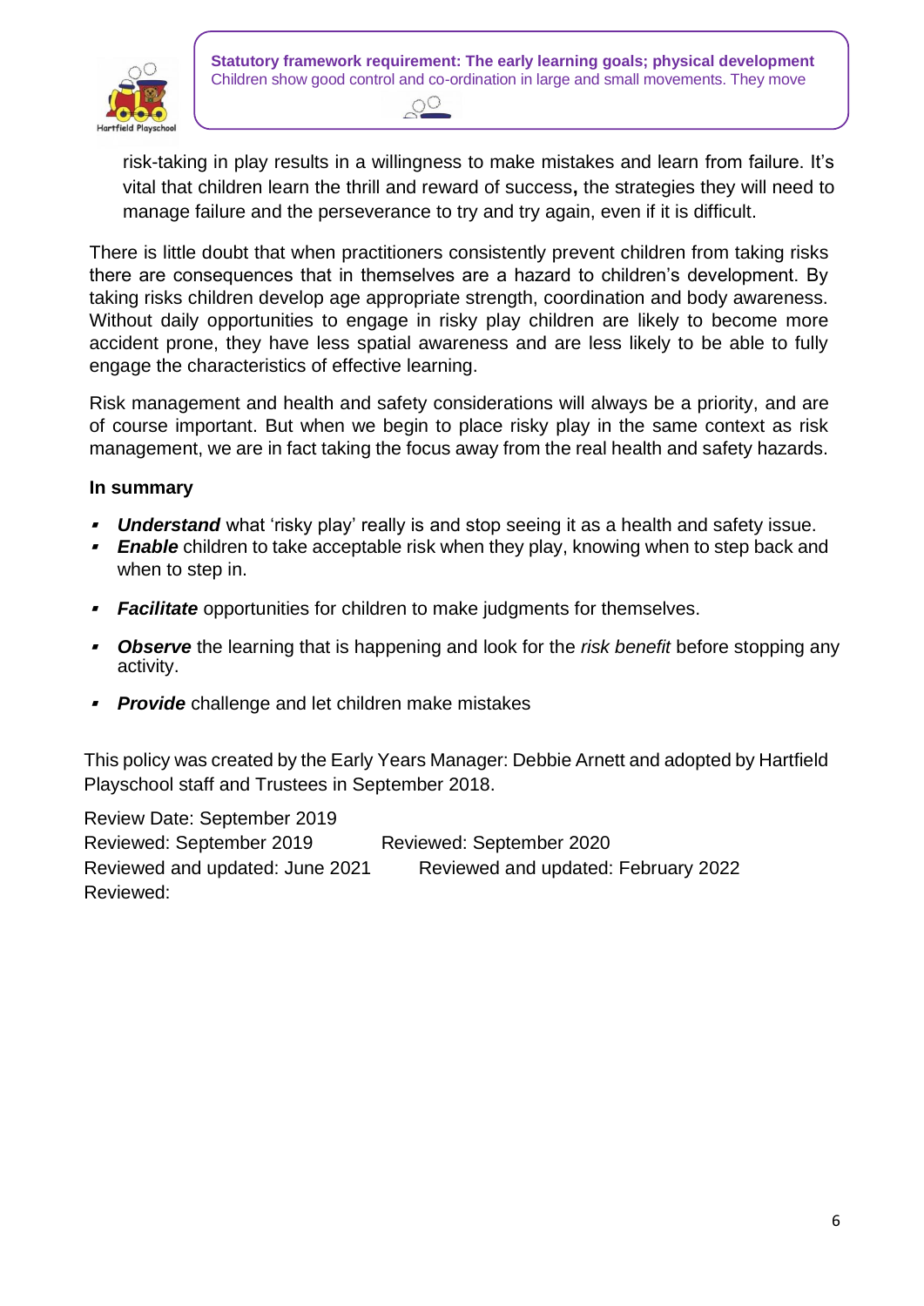risk-taking in play results in a willingness to make mistakes and learn from failure. It's vital that children learn the thrill and reward of success**,** the strategies they will need to manage failure and the perseverance to try and try again, even if it is difficult.

There is little doubt that when practitioners consistently prevent children from taking risks there are consequences that in themselves are a hazard to children's development. By taking risks children develop age appropriate strength, coordination and body awareness. Without daily opportunities to engage in risky play children are likely to become more accident prone, they have less spatial awareness and are less likely to be able to fully engage the characteristics of effective learning.

Risk management and health and safety considerations will always be a priority, and are of course important. But when we begin to place risky play in the same context as risk management, we are in fact taking the focus away from the real health and safety hazards.

**In summary**

- ***Understand*** what 'risky play' really is and stop seeing it as a health and safety issue.
- ***Enable*** children to take acceptable risk when they play, knowing when to step back and when to step in.
- ***Facilitate*** opportunities for children to make judgments for themselves.
- ***Observe*** the learning that is happening and look for the *risk benefit* before stopping any activity.
- ***Provide*** challenge and let children make mistakes

This policy was created by the Early Years Manager: Debbie Arnett and adopted by Hartfield Playschool staff and Trustees in September 2018.

Review Date: September 2019
Reviewed: September 2019 Reviewed: September 2020
Reviewed and updated: June 2021 Reviewed and updated: February 2022
Reviewed: